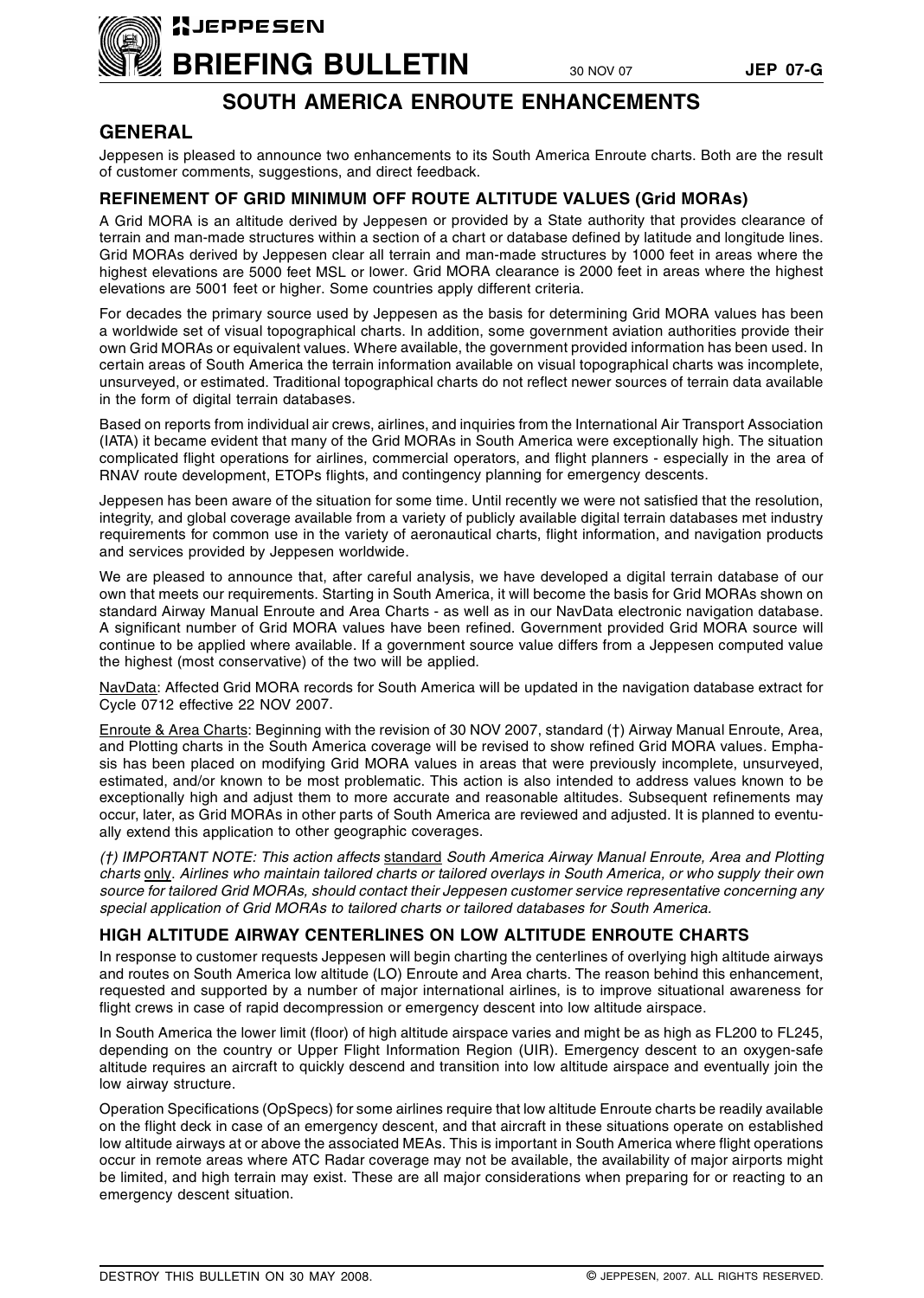# BRIEFING BULLETIN

30 NOV 07 **JEP 07-G**

## SOUTH AMERICA ENROUTE ENHANCEMENTS

## GENERAL

Jeppesen is pleased to announce two enhancements to its South America Enroute charts. Both are the result of customer comments, suggestions, and direct feedback.

### REFINEMENT OF GRID MINIMUM OFF ROUTE ALTITUDE VALUES (Grid MORAs)

A Grid MORA is an altitude derived by Jeppesen or provided by a State authority that provides clearance of terrain and man-made structures within a section of a chart or database defined by latitude and longitude lines. Grid MORAs derived by Jeppesen clear all terrain and man-made structures by 1000 feet in areas where the highest elevations are 5000 feet MSL or lower. Grid MORA clearance is 2000 feet in areas where the highest elevations are 5001 feet or higher. Some countries apply different criteria.

For decades the primary source used by Jeppesen as the basis for determining Grid MORA values has been a worldwide set of visual topographical charts. In addition, some government aviation authorities provide their own Grid MORAs or equivalent values. Where available, the government provided information has been used. In certain areas of South America the terrain information available on visual topographical charts was incomplete, unsurveyed, or estimated. Traditional topographical charts do not reflect newer sources of terrain data available in the form of digital terrain databases.

Based on reports from individual air crews, airlines, and inquiries from the International Air Transport Association (IATA) it became evident that many of the Grid MORAs in South America were exceptionally high. The situation complicated flight operations for airlines, commercial operators, and flight planners - especially in the area of RNAV route development, ETOPs flights, and contingency planning for emergency descents.

Jeppesen has been aware of the situation for some time. Until recently we were not satisfied that the resolution, integrity, and global coverage available from a variety of publicly available digital terrain databases met industry requirements for common use in the variety of aeronautical charts, flight information, and navigation products and services provided by Jeppesen worldwide.

We are pleased to announce that, after careful analysis, we have developed a digital terrain database of our own that meets our requirements. Starting in South America, it will become the basis for Grid MORAs shown on standard Airway Manual Enroute and Area Charts - as well as in our NavData electronic navigation database. A significant number of Grid MORA values have been refined. Government provided Grid MORA source will continue to be applied where available. If a government source value differs from a Jeppesen computed value the highest (most conservative) of the two will be applied.

<u>NavData</u>: Affected Grid MORA records for South America will be updated in the navigation database extract for Cycle 0712 effective 22 NOV 2007.

<u>Enroute & Area Charts</u>: Beginning with the revision of 30 NOV 2007, standard (†) Airway Manual Enroute, Area, and Plotting charts in the South America coverage will be revised to show refined Grid MORA values. Emphasis has been placed on modifying Grid MORA values in areas that were previously incomplete, unsurveyed, estimated, and/or known to be most problematic. This action is also intended to address values known to be exceptionally high and adjust them to more accurate and reasonable altitudes. Subsequent refinements may occur, later, as Grid MORAs in other parts of South America are reviewed and adjusted. It is planned to eventually extend this application to other geographic coverages.

*(†) IMPORTANT NOTE: This action affects* <u>standard</u> *South America Airway Manual Enroute, Area and Plotting charts* <u>only</u>. *Airlines who maintain tailored charts or tailored overlays in South America, or who supply their own source for tailored Grid MORAs, should contact their Jeppesen customer service representative concerning any special application of Grid MORAs to tailored charts or tailored databases for South America.*

### HIGH ALTITUDE AIRWAY CENTERLINES ON LOW ALTITUDE ENROUTE CHARTS

In response to customer requests Jeppesen will begin charting the centerlines of overlying high altitude airways and routes on South America low altitude (LO) Enroute and Area charts. The reason behind this enhancement, requested and supported by a number of major international airlines, is to improve situational awareness for flight crews in case of rapid decompression or emergency descent into low altitude airspace.

In South America the lower limit (floor) of high altitude airspace varies and might be as high as FL200 to FL245, depending on the country or Upper Flight Information Region (UIR). Emergency descent to an oxygen-safe altitude requires an aircraft to quickly descend and transition into low altitude airspace and eventually join the low airway structure.

Operation Specifications (OpSpecs) for some airlines require that low altitude Enroute charts be readily available on the flight deck in case of an emergency descent, and that aircraft in these situations operate on established low altitude airways at or above the associated MEAs. This is important in South America where flight operations occur in remote areas where ATC Radar coverage may not be available, the availability of major airports might be limited, and high terrain may exist. These are all major considerations when preparing for or reacting to an emergency descent situation.

DESTROY THIS BULLETIN ON 30 MAY 2008. © JEPPESEN, 2007. ALL RIGHTS RESERVED.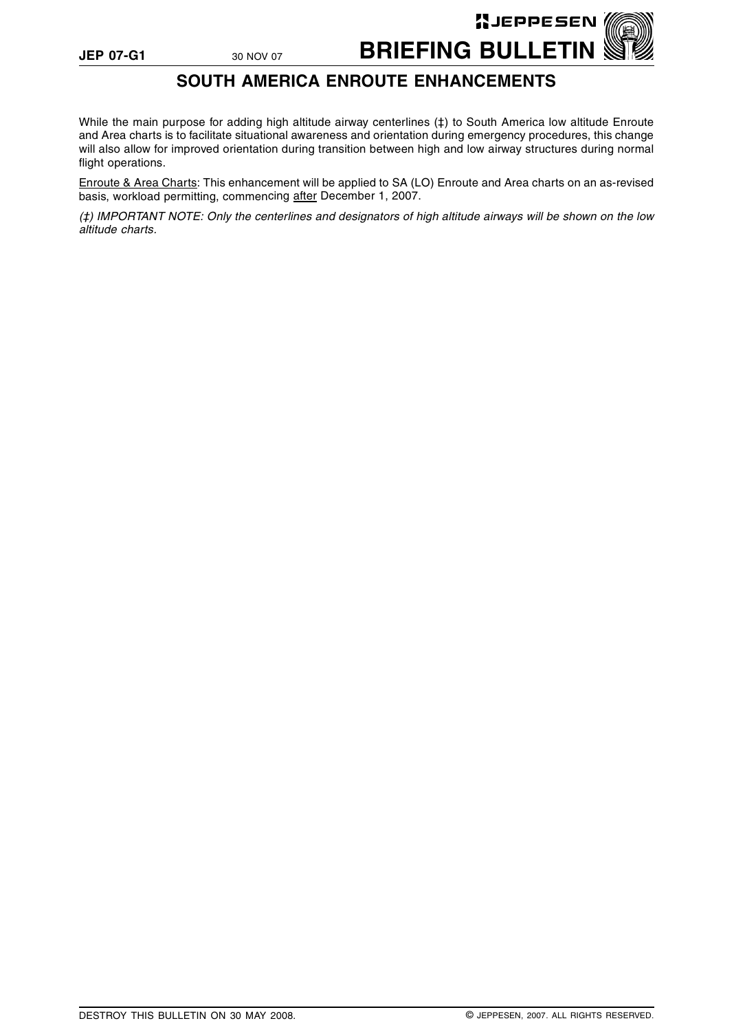# SOUTH AMERICA ENROUTE ENHANCEMENTS

While the main purpose for adding high altitude airway centerlines (‡) to South America low altitude Enroute and Area charts is to facilitate situational awareness and orientation during emergency procedures, this change will also allow for improved orientation during transition between high and low airway structures during normal flight operations.

Enroute & Area Charts: This enhancement will be applied to SA (LO) Enroute and Area charts on an as-revised basis, workload permitting, commencing after December 1, 2007.

*(‡) IMPORTANT NOTE: Only the centerlines and designators of high altitude airways will be shown on the low altitude charts.*

DESTROY THIS BULLETIN ON 30 MAY 2008.